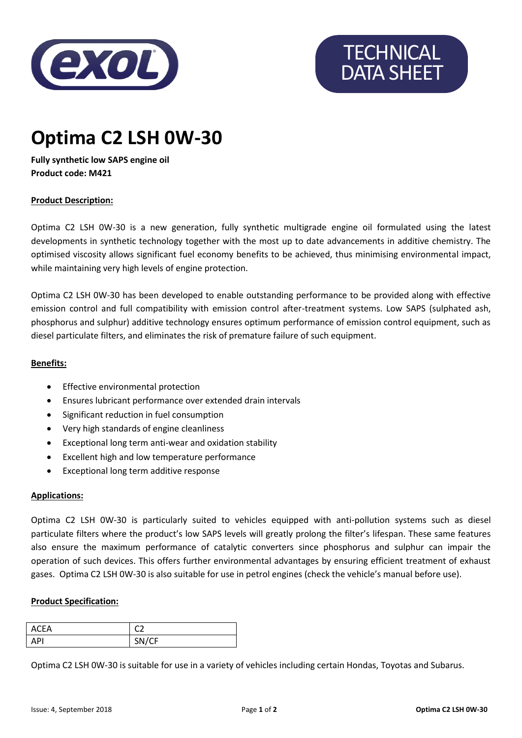TECHNICAL DATA SHEET

# Optima C2 LSH 0W-30

**Fully synthetic low SAPS engine oil**
**Product code: M421**

## Product Description:

Optima C2 LSH 0W-30 is a new generation, fully synthetic multigrade engine oil formulated using the latest developments in synthetic technology together with the most up to date advancements in additive chemistry. The optimised viscosity allows significant fuel economy benefits to be achieved, thus minimising environmental impact, while maintaining very high levels of engine protection.

Optima C2 LSH 0W-30 has been developed to enable outstanding performance to be provided along with effective emission control and full compatibility with emission control after-treatment systems. Low SAPS (sulphated ash, phosphorus and sulphur) additive technology ensures optimum performance of emission control equipment, such as diesel particulate filters, and eliminates the risk of premature failure of such equipment.

## Benefits:

- Effective environmental protection
- Ensures lubricant performance over extended drain intervals
- Significant reduction in fuel consumption
- Very high standards of engine cleanliness
- Exceptional long term anti-wear and oxidation stability
- Excellent high and low temperature performance
- Exceptional long term additive response

## Applications:

Optima C2 LSH 0W-30 is particularly suited to vehicles equipped with anti-pollution systems such as diesel particulate filters where the product's low SAPS levels will greatly prolong the filter's lifespan. These same features also ensure the maximum performance of catalytic converters since phosphorus and sulphur can impair the operation of such devices. This offers further environmental advantages by ensuring efficient treatment of exhaust gases. Optima C2 LSH 0W-30 is also suitable for use in petrol engines (check the vehicle's manual before use).

## Product Specification:

| | |
|---|---|
| ACEA | C2 |
| API | SN/CF |

Optima C2 LSH 0W-30 is suitable for use in a variety of vehicles including certain Hondas, Toyotas and Subarus.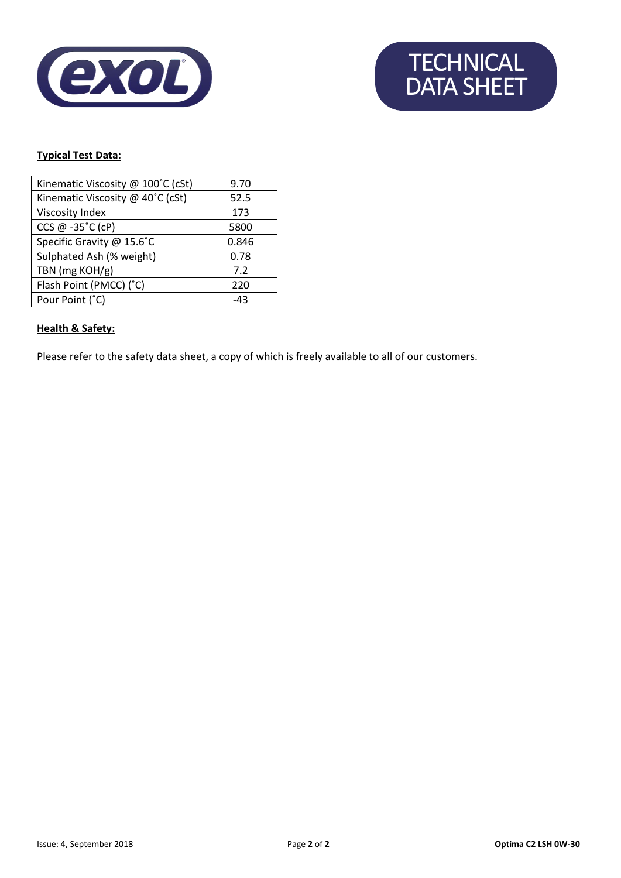**Typical Test Data:**

| | |
|---|---|
| Kinematic Viscosity @ 100˚C (cSt) | 9.70 |
| Kinematic Viscosity @ 40˚C (cSt) | 52.5 |
| Viscosity Index | 173 |
| CCS @ -35˚C (cP) | 5800 |
| Specific Gravity @ 15.6˚C | 0.846 |
| Sulphated Ash (% weight) | 0.78 |
| TBN (mg KOH/g) | 7.2 |
| Flash Point (PMCC) (˚C) | 220 |
| Pour Point (˚C) | -43 |

**Health & Safety:**

Please refer to the safety data sheet, a copy of which is freely available to all of our customers.